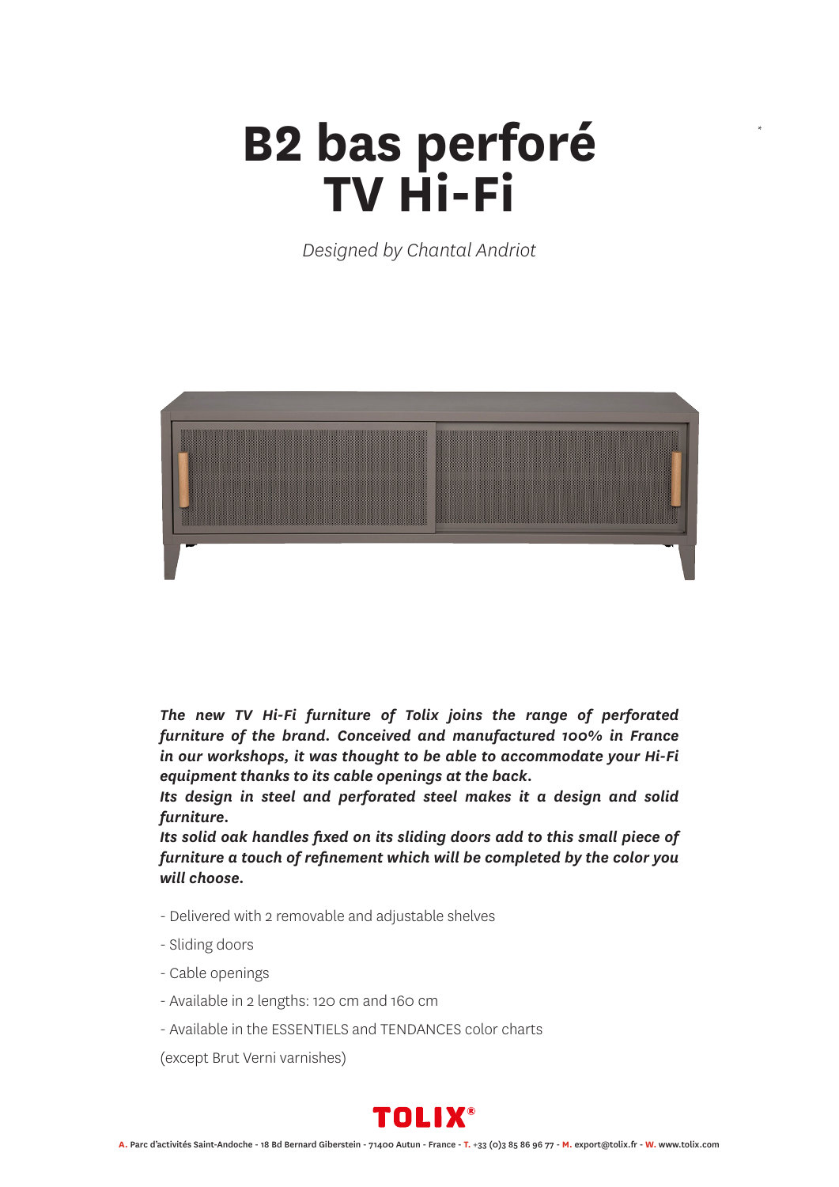# B2 bas perforé TV Hi-Fi

*Designed by Chantal Andriot*

***The new TV Hi-Fi furniture of Tolix joins the range of perforated furniture of the brand. Conceived and manufactured 100% in France in our workshops, it was thought to be able to accommodate your Hi-Fi equipment thanks to its cable openings at the back.***
***Its design in steel and perforated steel makes it a design and solid furniture.***
***Its solid oak handles fixed on its sliding doors add to this small piece of furniture a touch of refinement which will be completed by the color you will choose.***

- Delivered with 2 removable and adjustable shelves
- Sliding doors
- Cable openings
- Available in 2 lengths: 120 cm and 160 cm
- Available in the ESSENTIELS and TENDANCES color charts

(except Brut Verni varnishes)

TOLIX®

A. Parc d'activités Saint-Andoche - 18 Bd Bernard Giberstein - 71400 Autun - France - T. +33 (0)3 85 86 96 77 - M. export@tolix.fr - W. www.tolix.com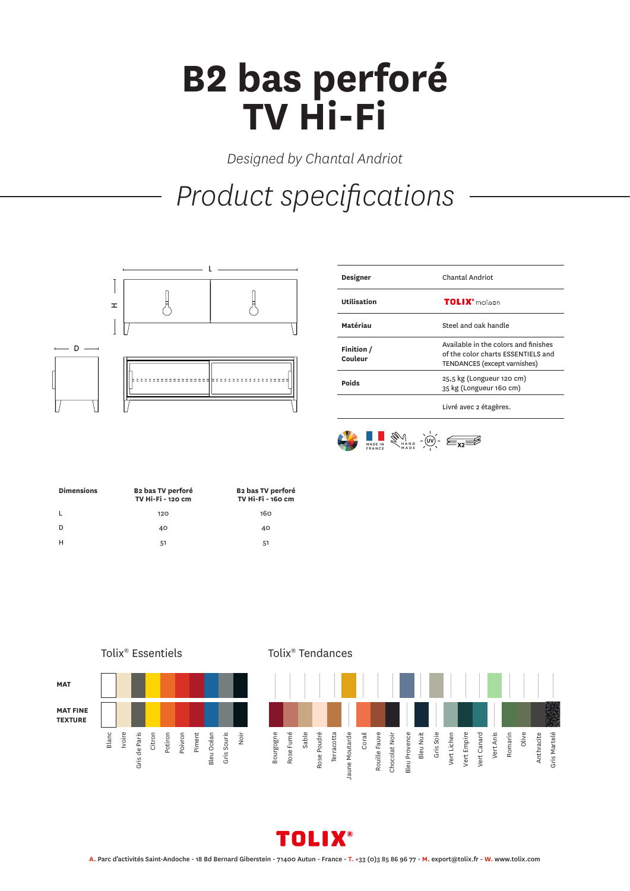# B2 bas perforé TV Hi-Fi

*Designed by Chantal Andriot*

## *Product specifications*

L

H

D

| | |
|---|---|
| **Designer** | Chantal Andriot |
| **Utilisation** | TOLIX® maison |
| **Matériau** | Steel and oak handle |
| **Finition / Couleur** | Available in the colors and finishes of the color charts ESSENTIELS and TENDANCES (except varnishes) |
| **Poids** | 25,5 kg (Longueur 120 cm)<br>35 kg (Longueur 160 cm) |
| | Livré avec 2 étagères. |

MADE IN FRANCE · HAND MADE · UV · X2

| Dimensions | B2 bas TV perforé TV Hi-Fi - 120 cm | B2 bas TV perforé TV Hi-Fi - 160 cm |
|---|---|---|
| L | 120 | 160 |
| D | 40 | 40 |
| H | 51 | 51 |

Tolix® Essentiels

Tolix® Tendances

MAT

MAT FINE TEXTURE

Blanc, Ivoire, Gris de Paris, Citron, Potiron, Poivron, Piment, Bleu Océan, Gris Souris, Noir

Bourgogne, Rose Fumé, Sable, Rose Poudré, Terracotta, Jaune Moutarde, Corail, Rouille Fauve, Chocolat Noir, Bleu Provence, Bleu Nuit, Gris Soie, Vert Lichen, Vert Empire, Vert Canard, Vert Anis, Romarin, Olive, Anthracite, Gris Martelé

TOLIX®

**A.** Parc d'activités Saint-Andoche - 18 Bd Bernard Giberstein - 71400 Autun - France - **T.** +33 (0)3 85 86 96 77 - **M.** export@tolix.fr - **W.** www.tolix.com